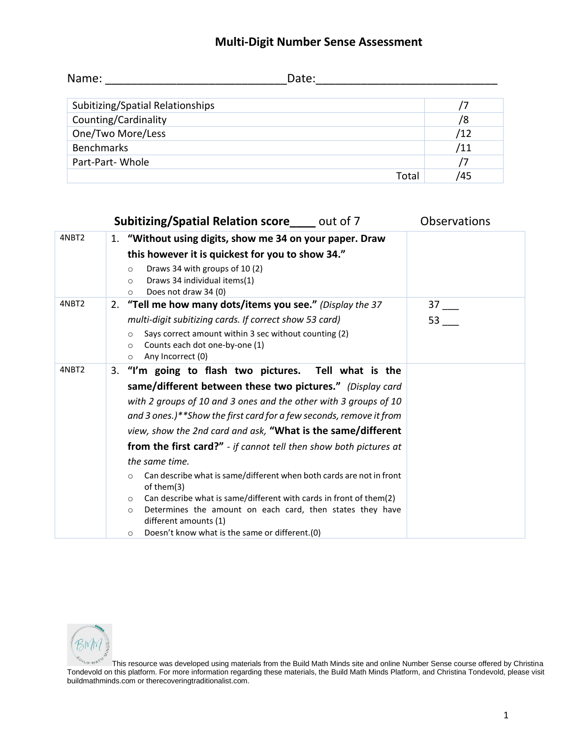# Multi-Digit Number Sense Assessment

Name: ___________________________ Date: ___________________________

| | |
|---|---|
| Subitizing/Spatial Relationships | /7 |
| Counting/Cardinality | /8 |
| One/Two More/Less | /12 |
| Benchmarks | /11 |
| Part-Part- Whole | /7 |
| Total | /45 |

| | **Subitizing/Spatial Relation score____** out of 7 | Observations |
|---|---|---|
| 4NBT2 | 1. **"Without using digits, show me 34 on your paper. Draw this however it is quickest for you to show 34."** <br> ○ Draws 34 with groups of 10 (2) <br> ○ Draws 34 individual items(1) <br> ○ Does not draw 34 (0) | |
| 4NBT2 | 2. **"Tell me how many dots/items you see."** *(Display the 37 multi-digit subitizing cards. If correct show 53 card)* <br> ○ Says correct amount within 3 sec without counting (2) <br> ○ Counts each dot one-by-one (1) <br> ○ Any Incorrect (0) | 37 ___ <br> 53 ___ |
| 4NBT2 | 3. **"I'm going to flash two pictures. Tell what is the same/different between these two pictures."** *(Display card with 2 groups of 10 and 3 ones and the other with 3 groups of 10 and 3 ones.)\*\*Show the first card for a few seconds, remove it from view, show the 2nd card and ask,* **"What is the same/different from the first card?"** *- if cannot tell then show both pictures at the same time.* <br> ○ Can describe what is same/different when both cards are not in front of them(3) <br> ○ Can describe what is same/different with cards in front of them(2) <br> ○ Determines the amount on each card, then states they have different amounts (1) <br> ○ Doesn't know what is the same or different.(0) | |

This resource was developed using materials from the Build Math Minds site and online Number Sense course offered by Christina Tondevold on this platform. For more information regarding these materials, the Build Math Minds Platform, and Christina Tondevold, please visit buildmathminds.com or therecoveringtraditionalist.com.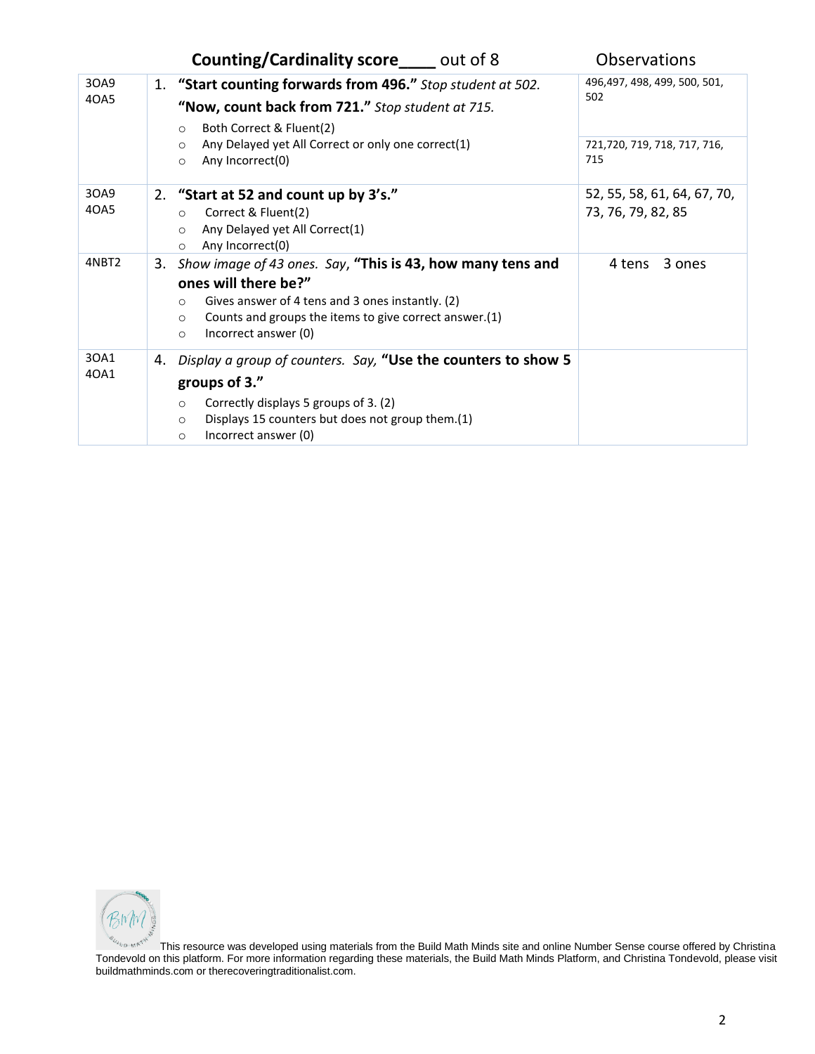| | **Counting/Cardinality score____** out of 8 | Observations |
|---|---|---|
| 3OA9<br>4OA5 | 1. **"Start counting forwards from 496."** *Stop student at 502.*<br>**"Now, count back from 721."** *Stop student at 715.*<br>○ Both Correct & Fluent(2)<br>○ Any Delayed yet All Correct or only one correct(1)<br>○ Any Incorrect(0) | 496,497, 498, 499, 500, 501, 502<br><br>721,720, 719, 718, 717, 716, 715 |
| 3OA9<br>4OA5 | 2. **"Start at 52 and count up by 3's."**<br>○ Correct & Fluent(2)<br>○ Any Delayed yet All Correct(1)<br>○ Any Incorrect(0) | 52, 55, 58, 61, 64, 67, 70, 73, 76, 79, 82, 85 |
| 4NBT2 | 3. *Show image of 43 ones. Say*, **"This is 43, how many tens and ones will there be?"**<br>○ Gives answer of 4 tens and 3 ones instantly. (2)<br>○ Counts and groups the items to give correct answer.(1)<br>○ Incorrect answer (0) | 4 tens 3 ones |
| 3OA1<br>4OA1 | 4. *Display a group of counters. Say,* **"Use the counters to show 5 groups of 3."**<br>○ Correctly displays 5 groups of 3. (2)<br>○ Displays 15 counters but does not group them.(1)<br>○ Incorrect answer (0) | |

This resource was developed using materials from the Build Math Minds site and online Number Sense course offered by Christina Tondevold on this platform. For more information regarding these materials, the Build Math Minds Platform, and Christina Tondevold, please visit buildmathminds.com or therecoveringtraditionalist.com.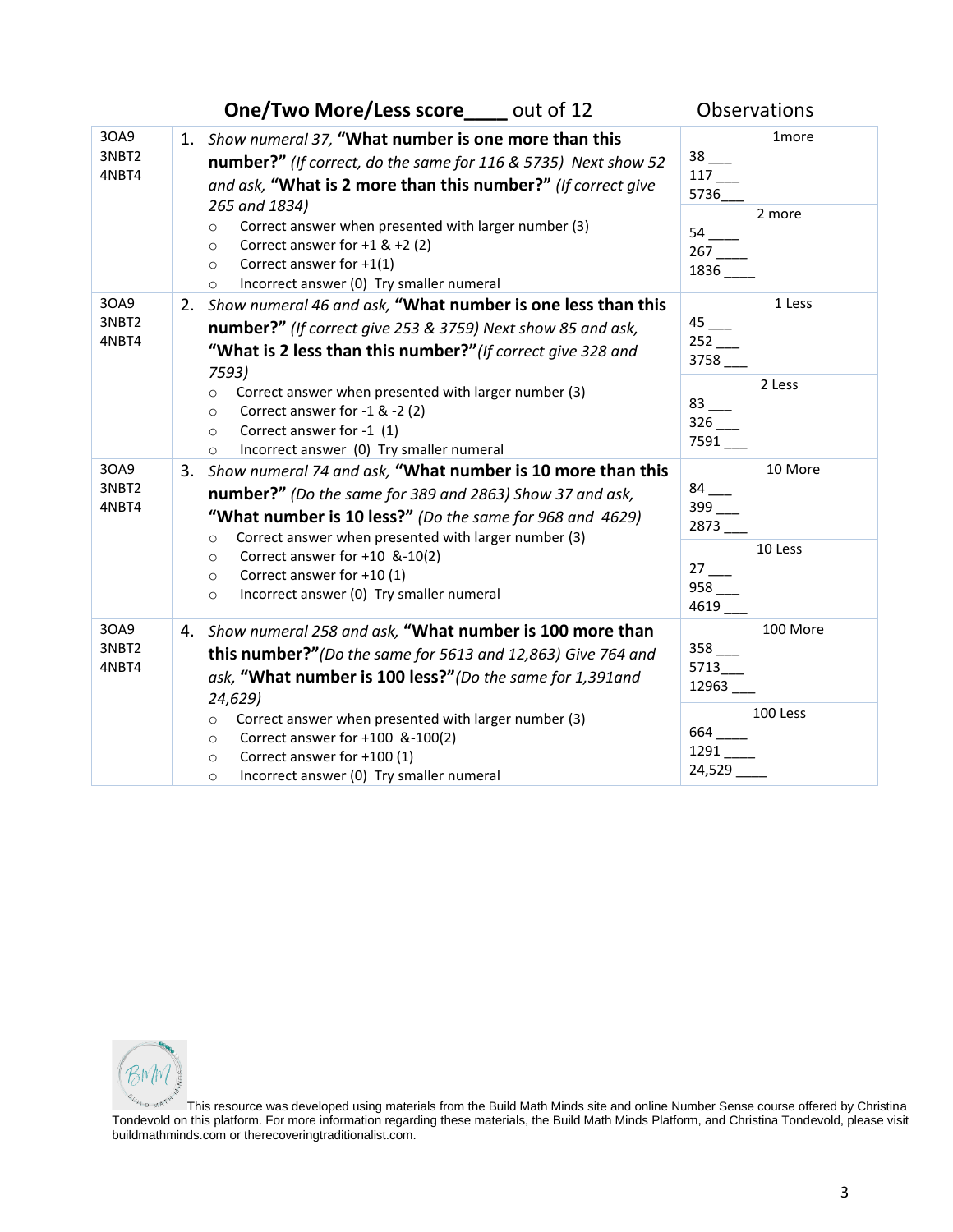## One/Two More/Less score____ out of 12

| | | Observations |
|---|---|---|
| 3OA9<br>3NBT2<br>4NBT4 | 1. *Show numeral 37,* **"What number is one more than this number?"** *(If correct, do the same for 116 & 5735) Next show 52 and ask,* **"What is 2 more than this number?"** *(If correct give 265 and 1834)*<br>○ Correct answer when presented with larger number (3)<br>○ Correct answer for +1 & +2 (2)<br>○ Correct answer for +1(1)<br>○ Incorrect answer (0) Try smaller numeral | 1more<br>38 ___<br>117 ___<br>5736___<br>2 more<br>54 ____<br>267 ____<br>1836 ____ |
| 3OA9<br>3NBT2<br>4NBT4 | 2. *Show numeral 46 and ask,* **"What number is one less than this number?"** *(If correct give 253 & 3759) Next show 85 and ask,* **"What is 2 less than this number?"** *(If correct give 328 and 7593)*<br>○ Correct answer when presented with larger number (3)<br>○ Correct answer for -1 & -2 (2)<br>○ Correct answer for -1 (1)<br>○ Incorrect answer (0) Try smaller numeral | 1 Less<br>45 ___<br>252 ___<br>3758 ___<br>2 Less<br>83 ___<br>326 ___<br>7591 ___ |
| 3OA9<br>3NBT2<br>4NBT4 | 3. *Show numeral 74 and ask,* **"What number is 10 more than this number?"** *(Do the same for 389 and 2863) Show 37 and ask,* **"What number is 10 less?"** *(Do the same for 968 and 4629)*<br>○ Correct answer when presented with larger number (3)<br>○ Correct answer for +10 &-10(2)<br>○ Correct answer for +10 (1)<br>○ Incorrect answer (0) Try smaller numeral | 10 More<br>84 ___<br>399 ___<br>2873 ___<br>10 Less<br>27 ___<br>958 ___<br>4619 ___ |
| 3OA9<br>3NBT2<br>4NBT4 | 4. *Show numeral 258 and ask,* **"What number is 100 more than this number?"** *(Do the same for 5613 and 12,863) Give 764 and ask,* **"What number is 100 less?"** *(Do the same for 1,391and 24,629)*<br>○ Correct answer when presented with larger number (3)<br>○ Correct answer for +100 &-100(2)<br>○ Correct answer for +100 (1)<br>○ Incorrect answer (0) Try smaller numeral | 100 More<br>358 ___<br>5713___<br>12963 ___<br>100 Less<br>664 ____<br>1291 ____<br>24,529 ____ |

This resource was developed using materials from the Build Math Minds site and online Number Sense course offered by Christina Tondevold on this platform. For more information regarding these materials, the Build Math Minds Platform, and Christina Tondevold, please visit buildmathminds.com or therecoveringtraditionalist.com.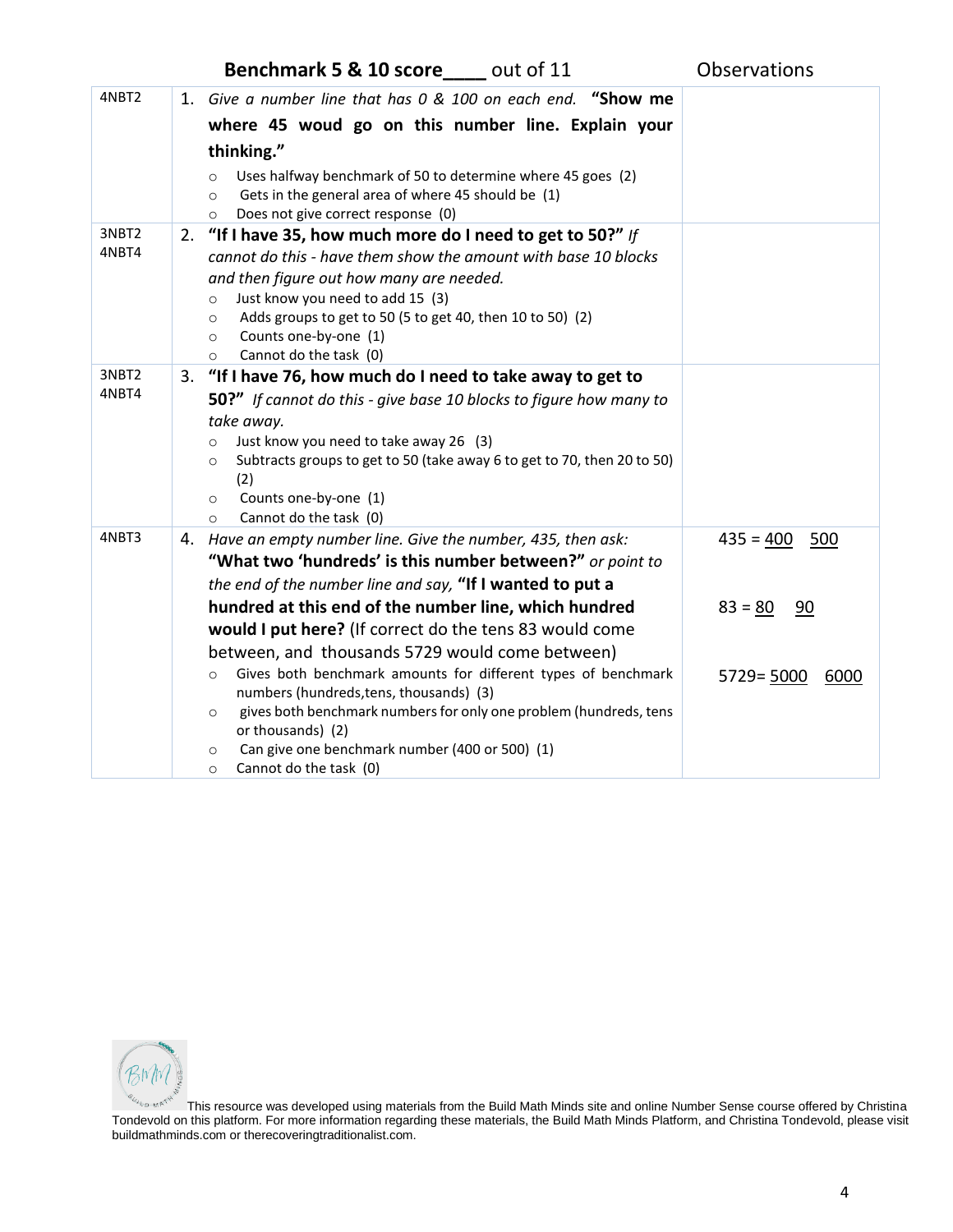| | **Benchmark 5 & 10 score____** out of 11 | Observations |
|---|---|---|
| 4NBT2 | 1. *Give a number line that has 0 & 100 on each end.* **"Show me where 45 woud go on this number line. Explain your thinking."**<br>○ Uses halfway benchmark of 50 to determine where 45 goes (2)<br>○ Gets in the general area of where 45 should be (1)<br>○ Does not give correct response (0) | |
| 3NBT2<br>4NBT4 | 2. **"If I have 35, how much more do I need to get to 50?"** *If cannot do this - have them show the amount with base 10 blocks and then figure out how many are needed.*<br>○ Just know you need to add 15 (3)<br>○ Adds groups to get to 50 (5 to get 40, then 10 to 50) (2)<br>○ Counts one-by-one (1)<br>○ Cannot do the task (0) | |
| 3NBT2<br>4NBT4 | 3. **"If I have 76, how much do I need to take away to get to 50?"** *If cannot do this - give base 10 blocks to figure how many to take away.*<br>○ Just know you need to take away 26 (3)<br>○ Subtracts groups to get to 50 (take away 6 to get to 70, then 20 to 50) (2)<br>○ Counts one-by-one (1)<br>○ Cannot do the task (0) | |
| 4NBT3 | 4. *Have an empty number line. Give the number, 435, then ask:* **"What two 'hundreds' is this number between?"** *or point to the end of the number line and say,* **"If I wanted to put a hundred at this end of the number line, which hundred would I put here?** (If correct do the tens 83 would come between, and thousands 5729 would come between)<br>○ Gives both benchmark amounts for different types of benchmark numbers (hundreds,tens, thousands) (3)<br>○ gives both benchmark numbers for only one problem (hundreds, tens or thousands) (2)<br>○ Can give one benchmark number (400 or 500) (1)<br>○ Cannot do the task (0) | 435 = 400 500<br><br>83 = 80 90<br><br>5729= 5000 6000 |

This resource was developed using materials from the Build Math Minds site and online Number Sense course offered by Christina Tondevold on this platform. For more information regarding these materials, the Build Math Minds Platform, and Christina Tondevold, please visit buildmathminds.com or therecoveringtraditionalist.com.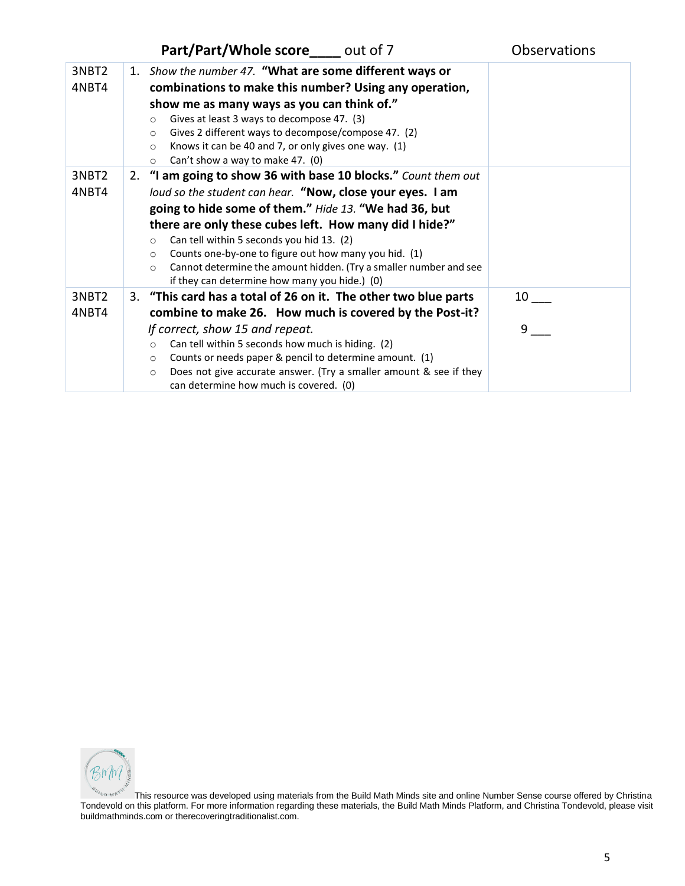**Part/Part/Whole score____** out of 7 | Observations

| | | Observations |
|---|---|---|
| 3NBT2<br>4NBT4 | 1. *Show the number 47.* **"What are some different ways or combinations to make this number? Using any operation, show me as many ways as you can think of."**<br>○ Gives at least 3 ways to decompose 47. (3)<br>○ Gives 2 different ways to decompose/compose 47. (2)<br>○ Knows it can be 40 and 7, or only gives one way. (1)<br>○ Can't show a way to make 47. (0) | |
| 3NBT2<br>4NBT4 | 2. **"I am going to show 36 with base 10 blocks."** *Count them out loud so the student can hear.* **"Now, close your eyes. I am going to hide some of them."** *Hide 13.* **"We had 36, but there are only these cubes left. How many did I hide?"**<br>○ Can tell within 5 seconds you hid 13. (2)<br>○ Counts one-by-one to figure out how many you hid. (1)<br>○ Cannot determine the amount hidden. (Try a smaller number and see if they can determine how many you hide.) (0) | |
| 3NBT2<br>4NBT4 | 3. **"This card has a total of 26 on it. The other two blue parts combine to make 26. How much is covered by the Post-it?**<br>*If correct, show 15 and repeat.*<br>○ Can tell within 5 seconds how much is hiding. (2)<br>○ Counts or needs paper & pencil to determine amount. (1)<br>○ Does not give accurate answer. (Try a smaller amount & see if they can determine how much is covered. (0) | 10 ___<br><br>9 ___ |

This resource was developed using materials from the Build Math Minds site and online Number Sense course offered by Christina Tondevold on this platform. For more information regarding these materials, the Build Math Minds Platform, and Christina Tondevold, please visit buildmathminds.com or therecoveringtraditionalist.com.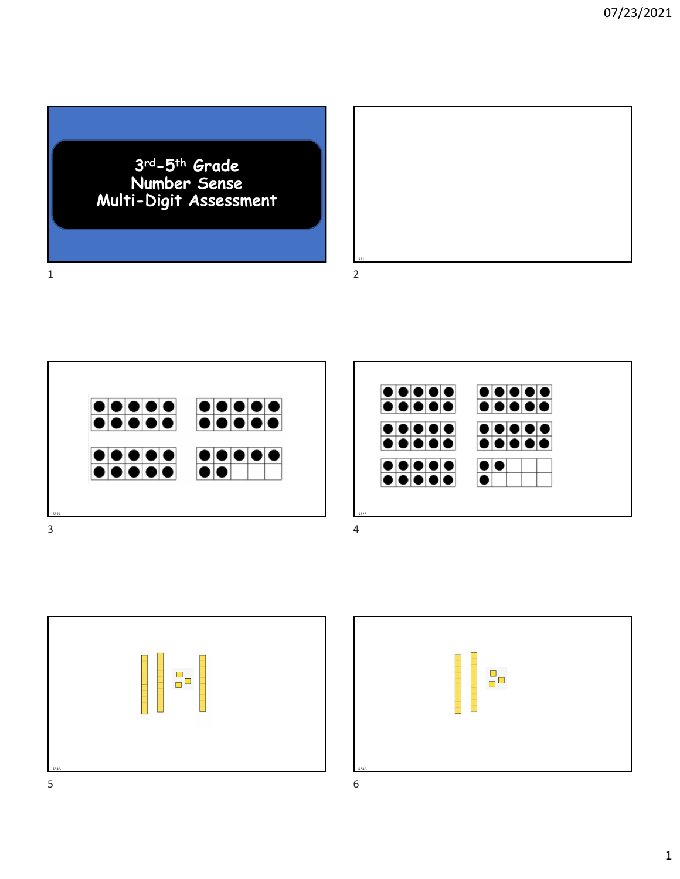# 3rd-5th Grade Number Sense Multi-Digit Assessment

SR1

SR2A

SR2B

SR3A

SR3A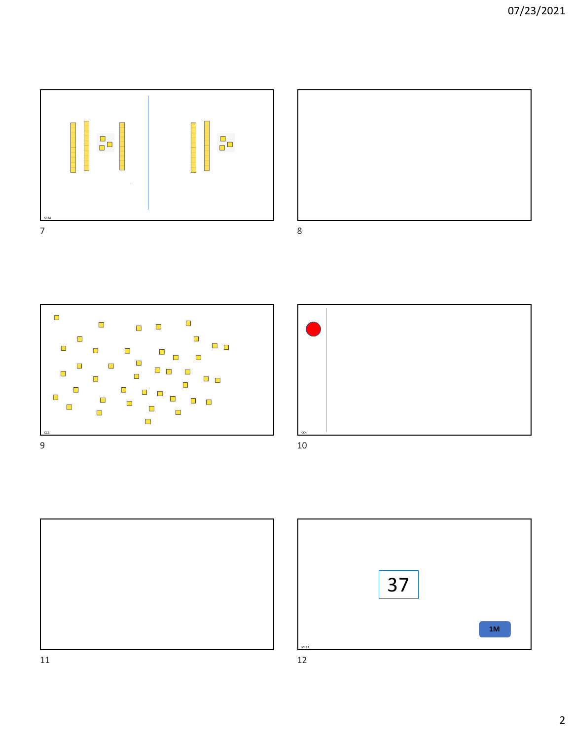SR3A

CC3

CC4

37

1M

ML1A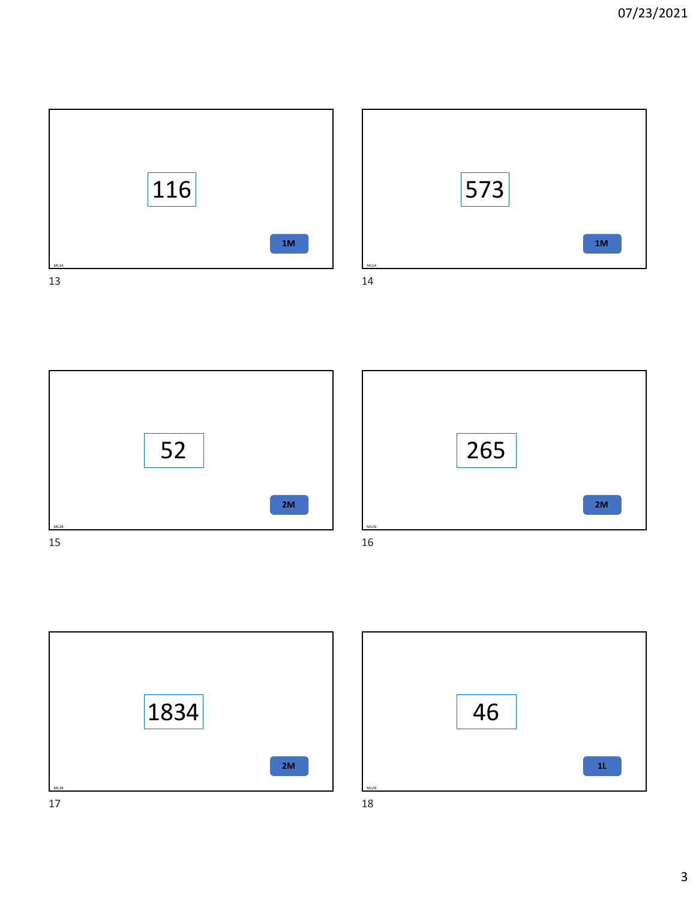116

1M

ML1A

573

1M

ML1A

52

2M

ML1B

265

2M

ML1B

1834

2M

ML1B

46

1L

ML2A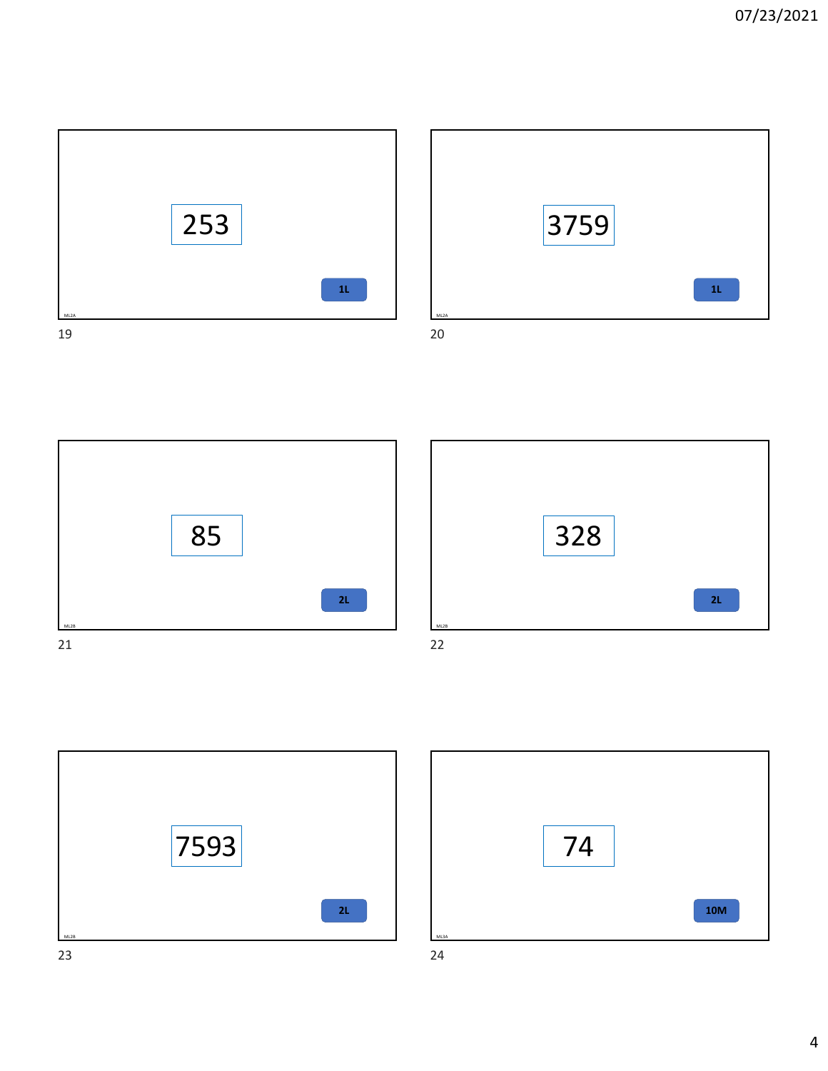253

1L

ML2A

3759

1L

ML2A

85

2L

ML2B

328

2L

ML2B

7593

2L

ML2B

74

10M

ML3A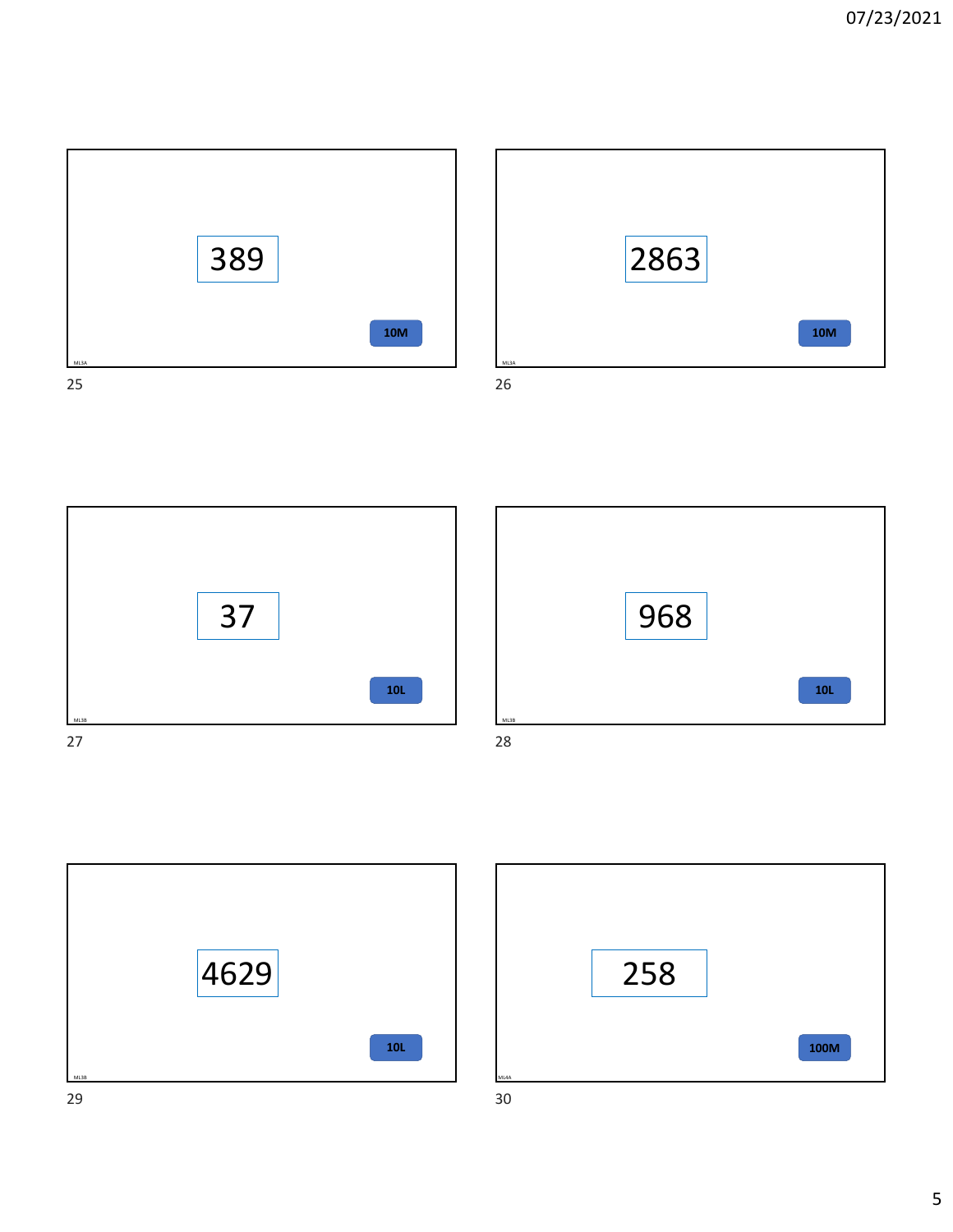389

10M

ML3A

2863

10M

ML3A

37

10L

ML3B

968

10L

ML3B

4629

10L

ML3B

258

100M

ML4A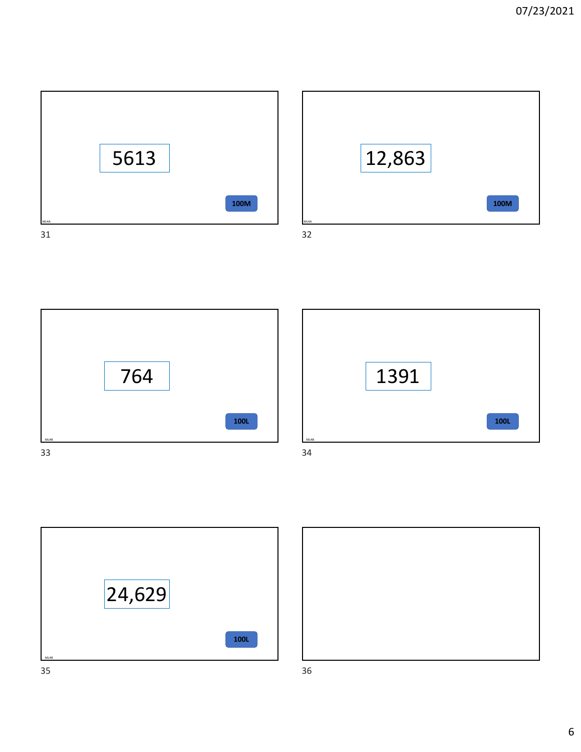5613

100M

ML4A

12,863

100M

ML4A

764

100L

ML4B

1391

100L

ML4B

24,629

100L

ML4B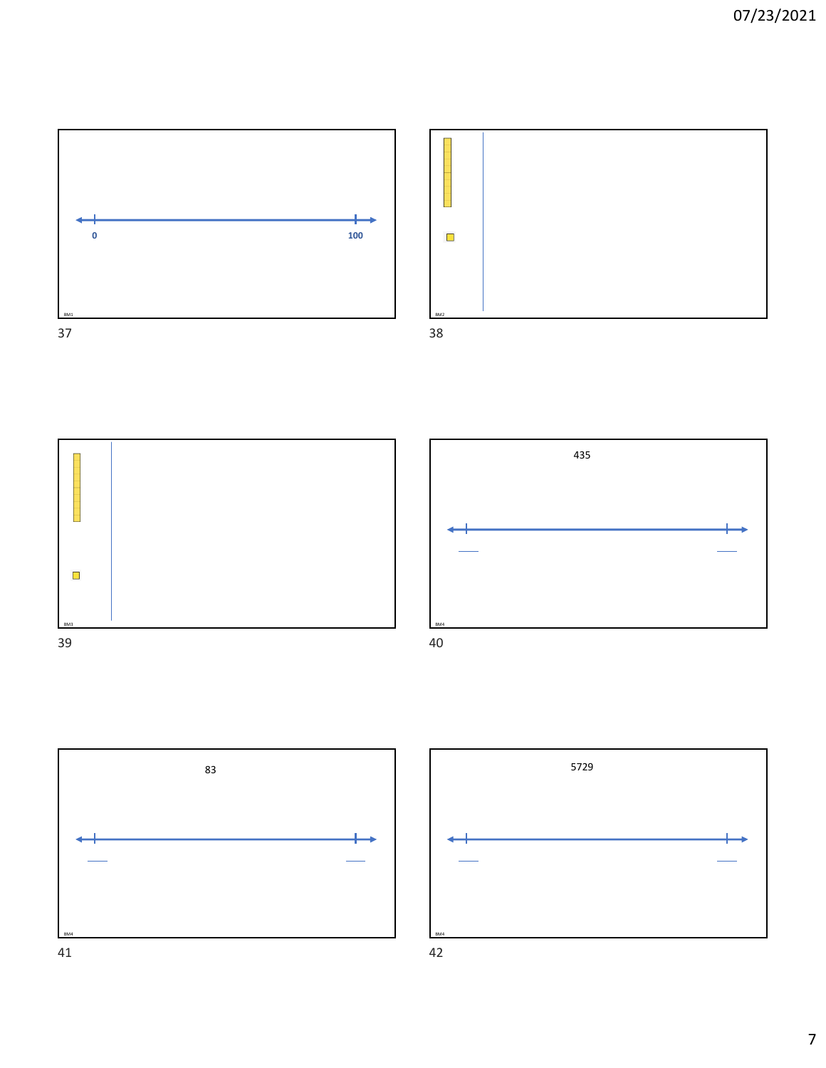0

100

BM1

BM2

BM3

435

BM4

83

BM4

5729

BM4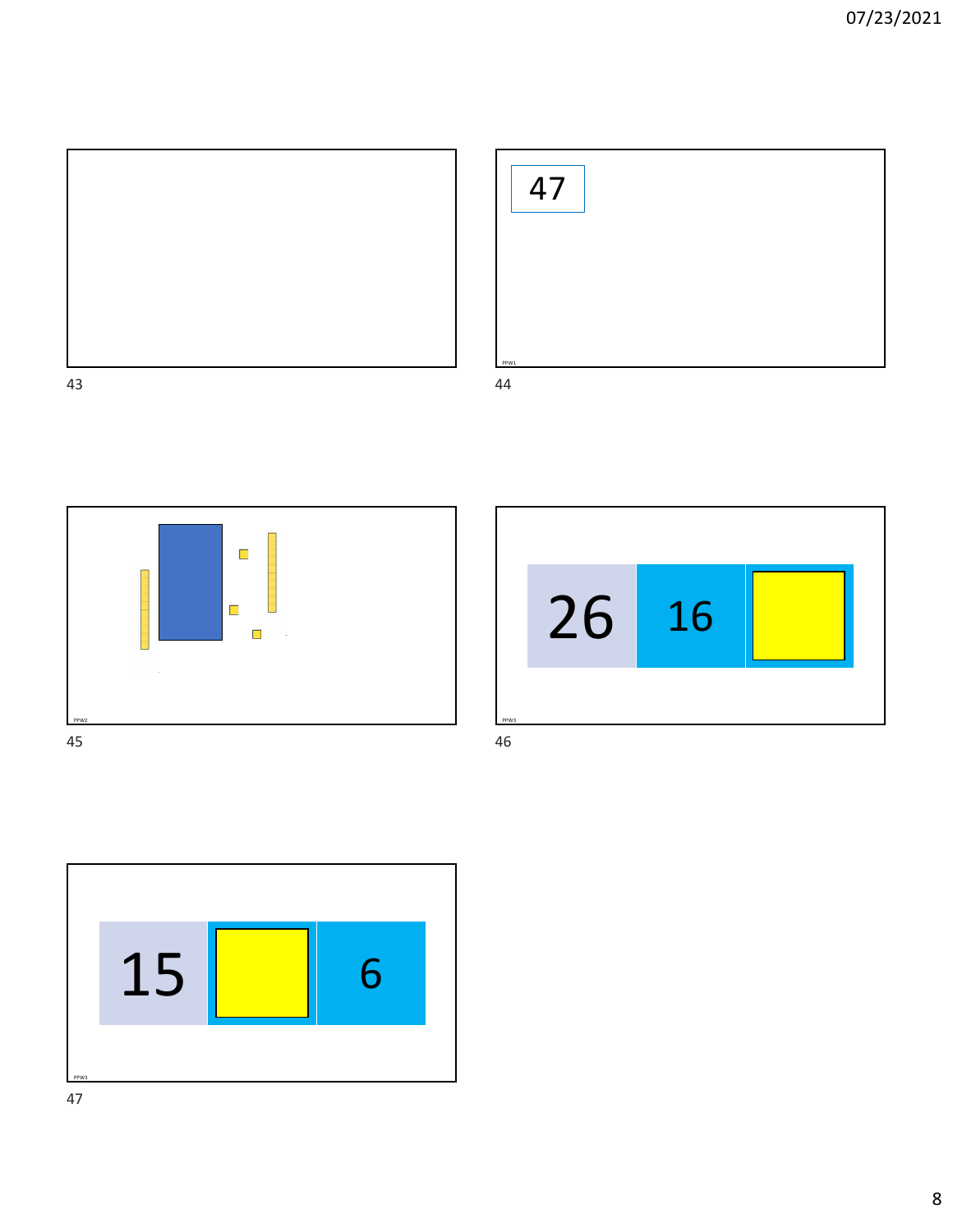47

26 16

15 6